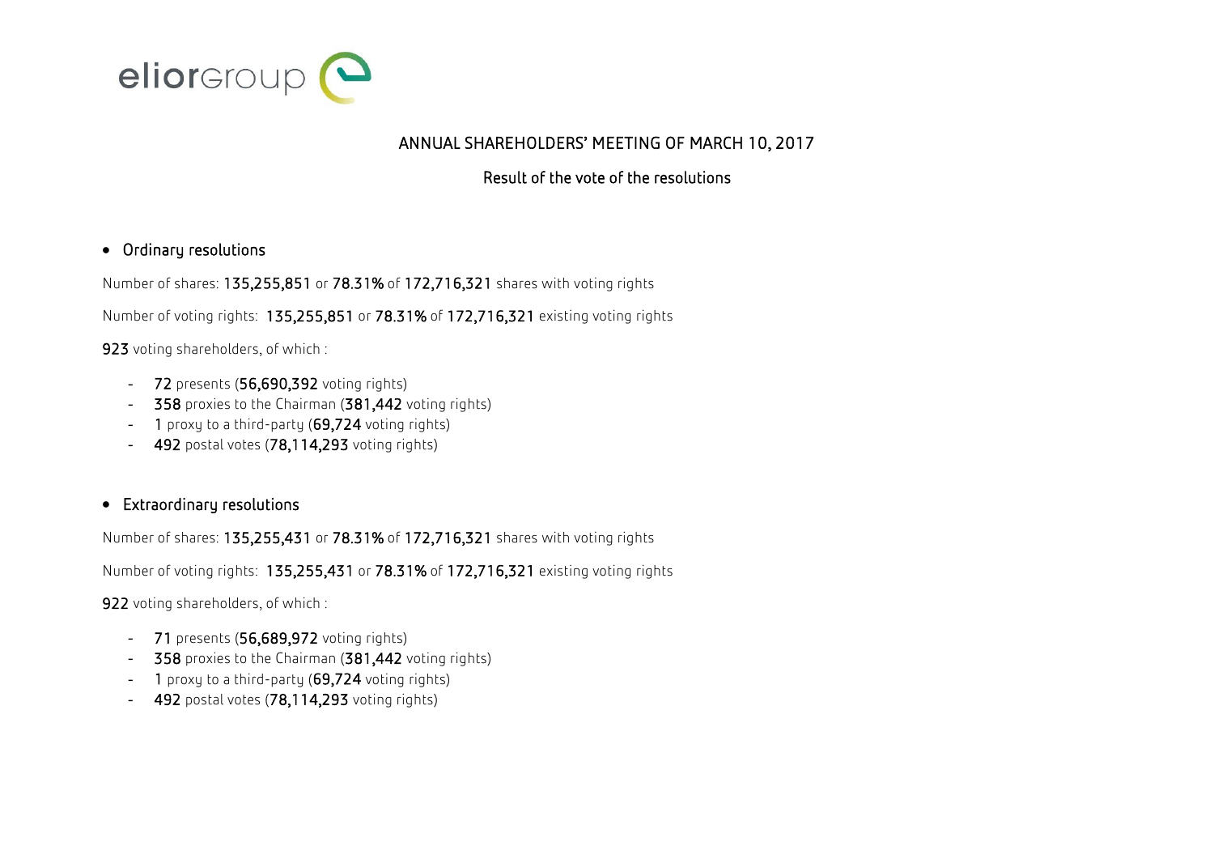eliorgroup

# ANNUAL SHAREHOLDERS' MEETING OF MARCH 10, 2017

## Result of the vote of the resolutions

- **Ordinary resolutions**

Number of shares: **135,255,851** or **78.31%** of **172,716,321** shares with voting rights

Number of voting rights: **135,255,851** or **78.31%** of **172,716,321** existing voting rights

**923** voting shareholders, of which :

- **72** presents (**56,690,392** voting rights)
- **358** proxies to the Chairman (**381,442** voting rights)
- **1** proxy to a third-party (**69,724** voting rights)
- **492** postal votes (**78,114,293** voting rights)

- **Extraordinary resolutions**

Number of shares: **135,255,431** or **78.31%** of **172,716,321** shares with voting rights

Number of voting rights: **135,255,431** or **78.31%** of **172,716,321** existing voting rights

**922** voting shareholders, of which :

- **71** presents (**56,689,972** voting rights)
- **358** proxies to the Chairman (**381,442** voting rights)
- **1** proxy to a third-party (**69,724** voting rights)
- **492** postal votes (**78,114,293** voting rights)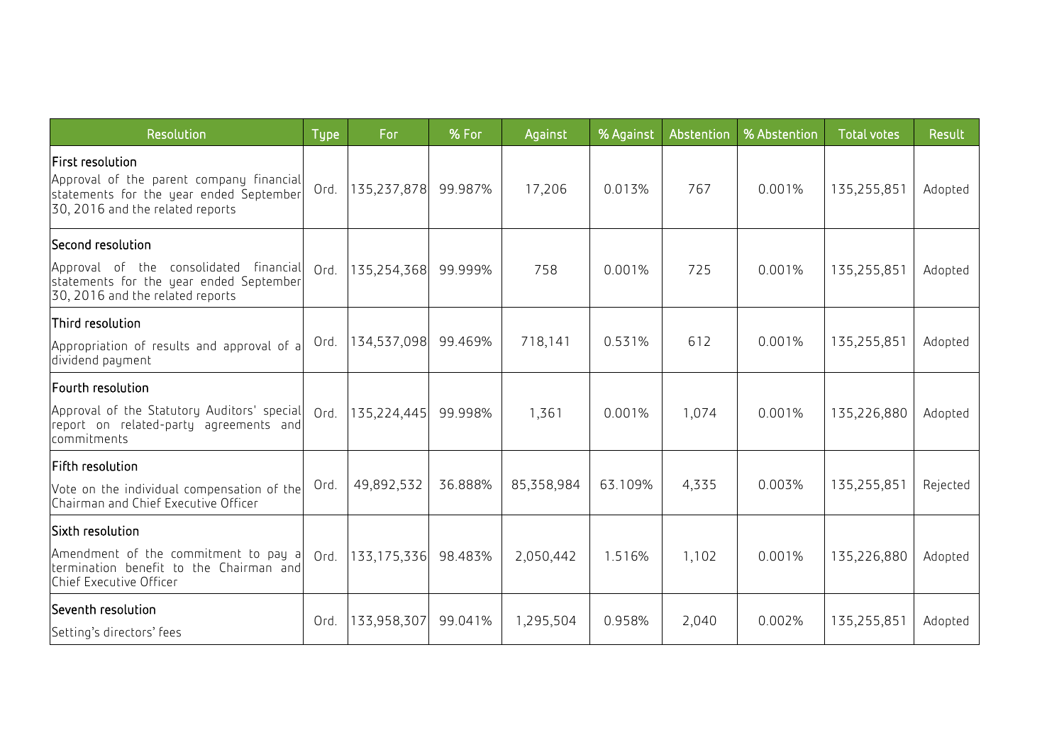| Resolution | Type | For | % For | Against | % Against | Abstention | % Abstention | Total votes | Result |
|---|---|---|---|---|---|---|---|---|---|
| **First resolution**<br>Approval of the parent company financial statements for the year ended September 30, 2016 and the related reports | Ord. | 135,237,878 | 99.987% | 17,206 | 0.013% | 767 | 0.001% | 135,255,851 | Adopted |
| **Second resolution**<br>Approval of the consolidated financial statements for the year ended September 30, 2016 and the related reports | Ord. | 135,254,368 | 99.999% | 758 | 0.001% | 725 | 0.001% | 135,255,851 | Adopted |
| **Third resolution**<br>Appropriation of results and approval of a dividend payment | Ord. | 134,537,098 | 99.469% | 718,141 | 0.531% | 612 | 0.001% | 135,255,851 | Adopted |
| **Fourth resolution**<br>Approval of the Statutory Auditors' special report on related-party agreements and commitments | Ord. | 135,224,445 | 99.998% | 1,361 | 0.001% | 1,074 | 0.001% | 135,226,880 | Adopted |
| **Fifth resolution**<br>Vote on the individual compensation of the Chairman and Chief Executive Officer | Ord. | 49,892,532 | 36.888% | 85,358,984 | 63.109% | 4,335 | 0.003% | 135,255,851 | Rejected |
| **Sixth resolution**<br>Amendment of the commitment to pay a termination benefit to the Chairman and Chief Executive Officer | Ord. | 133,175,336 | 98.483% | 2,050,442 | 1.516% | 1,102 | 0.001% | 135,226,880 | Adopted |
| **Seventh resolution**<br>Setting's directors' fees | Ord. | 133,958,307 | 99.041% | 1,295,504 | 0.958% | 2,040 | 0.002% | 135,255,851 | Adopted |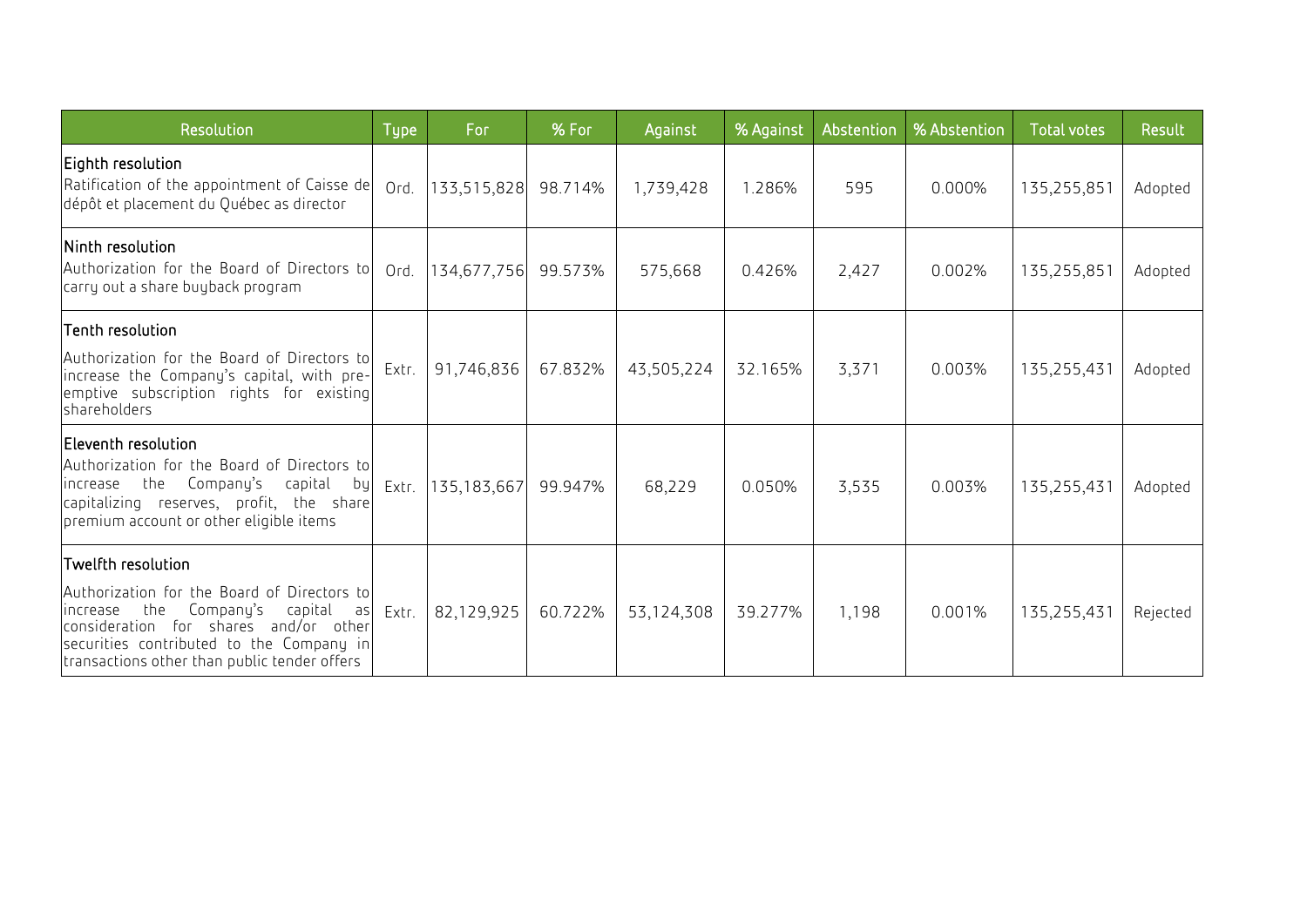| Resolution | Type | For | % For | Against | % Against | Abstention | % Abstention | Total votes | Result |
|---|---|---|---|---|---|---|---|---|---|
| **Eighth resolution**<br>Ratification of the appointment of Caisse de dépôt et placement du Québec as director | Ord. | 133,515,828 | 98.714% | 1,739,428 | 1.286% | 595 | 0.000% | 135,255,851 | Adopted |
| **Ninth resolution**<br>Authorization for the Board of Directors to carry out a share buyback program | Ord. | 134,677,756 | 99.573% | 575,668 | 0.426% | 2,427 | 0.002% | 135,255,851 | Adopted |
| **Tenth resolution**<br>Authorization for the Board of Directors to increase the Company's capital, with pre-emptive subscription rights for existing shareholders | Extr. | 91,746,836 | 67.832% | 43,505,224 | 32.165% | 3,371 | 0.003% | 135,255,431 | Adopted |
| **Eleventh resolution**<br>Authorization for the Board of Directors to increase the Company's capital by capitalizing reserves, profit, the share premium account or other eligible items | Extr. | 135,183,667 | 99.947% | 68,229 | 0.050% | 3,535 | 0.003% | 135,255,431 | Adopted |
| **Twelfth resolution**<br>Authorization for the Board of Directors to increase the Company's capital as consideration for shares and/or other securities contributed to the Company in transactions other than public tender offers | Extr. | 82,129,925 | 60.722% | 53,124,308 | 39.277% | 1,198 | 0.001% | 135,255,431 | Rejected |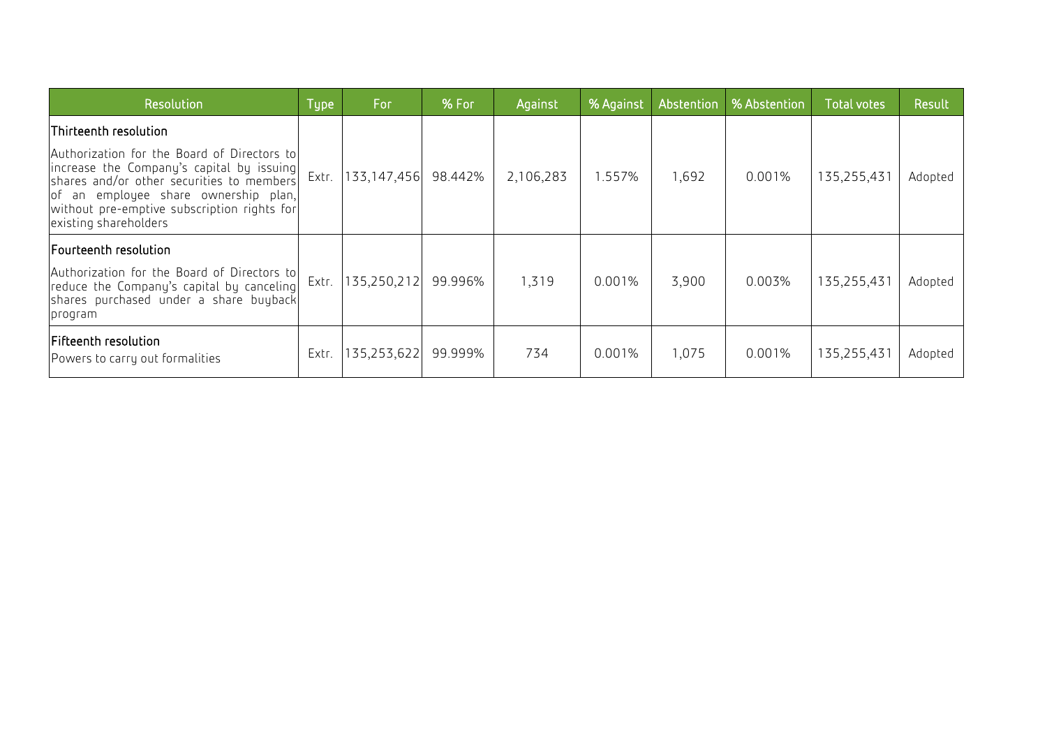| Resolution | Type | For | % For | Against | % Against | Abstention | % Abstention | Total votes | Result |
|---|---|---|---|---|---|---|---|---|---|
| **Thirteenth resolution**<br>Authorization for the Board of Directors to increase the Company's capital by issuing shares and/or other securities to members of an employee share ownership plan, without pre-emptive subscription rights for existing shareholders | Extr. | 133,147,456 | 98.442% | 2,106,283 | 1.557% | 1,692 | 0.001% | 135,255,431 | Adopted |
| **Fourteenth resolution**<br>Authorization for the Board of Directors to reduce the Company's capital by canceling shares purchased under a share buyback program | Extr. | 135,250,212 | 99.996% | 1,319 | 0.001% | 3,900 | 0.003% | 135,255,431 | Adopted |
| **Fifteenth resolution**<br>Powers to carry out formalities | Extr. | 135,253,622 | 99.999% | 734 | 0.001% | 1,075 | 0.001% | 135,255,431 | Adopted |